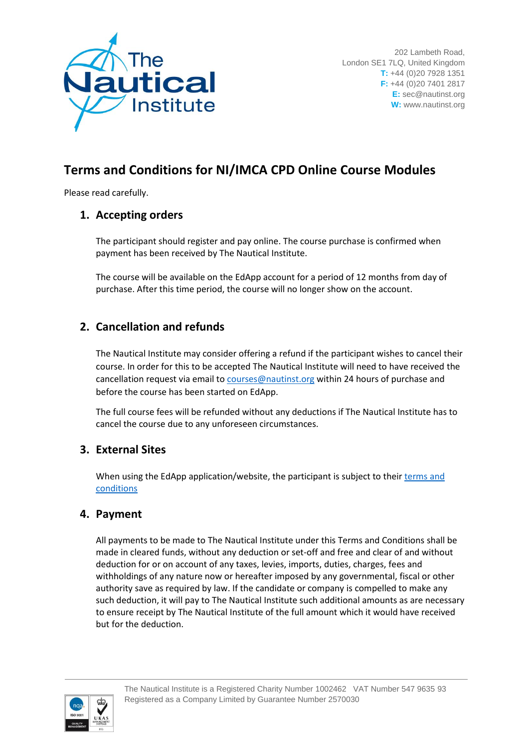202 Lambeth Road,
London SE1 7LQ, United Kingdom
**T:** +44 (0)20 7928 1351
**F:** +44 (0)20 7401 2817
**E:** sec@nautinst.org
**W:** www.nautinst.org

# Terms and Conditions for NI/IMCA CPD Online Course Modules

Please read carefully.

## 1. Accepting orders

The participant should register and pay online. The course purchase is confirmed when payment has been received by The Nautical Institute.

The course will be available on the EdApp account for a period of 12 months from day of purchase. After this time period, the course will no longer show on the account.

## 2. Cancellation and refunds

The Nautical Institute may consider offering a refund if the participant wishes to cancel their course. In order for this to be accepted The Nautical Institute will need to have received the cancellation request via email to courses@nautinst.org within 24 hours of purchase and before the course has been started on EdApp.

The full course fees will be refunded without any deductions if The Nautical Institute has to cancel the course due to any unforeseen circumstances.

## 3. External Sites

When using the EdApp application/website, the participant is subject to their terms and conditions

## 4. Payment

All payments to be made to The Nautical Institute under this Terms and Conditions shall be made in cleared funds, without any deduction or set-off and free and clear of and without deduction for or on account of any taxes, levies, imports, duties, charges, fees and withholdings of any nature now or hereafter imposed by any governmental, fiscal or other authority save as required by law. If the candidate or company is compelled to make any such deduction, it will pay to The Nautical Institute such additional amounts as are necessary to ensure receipt by The Nautical Institute of the full amount which it would have received but for the deduction.

The Nautical Institute is a Registered Charity Number 1002462 VAT Number 547 9635 93
Registered as a Company Limited by Guarantee Number 2570030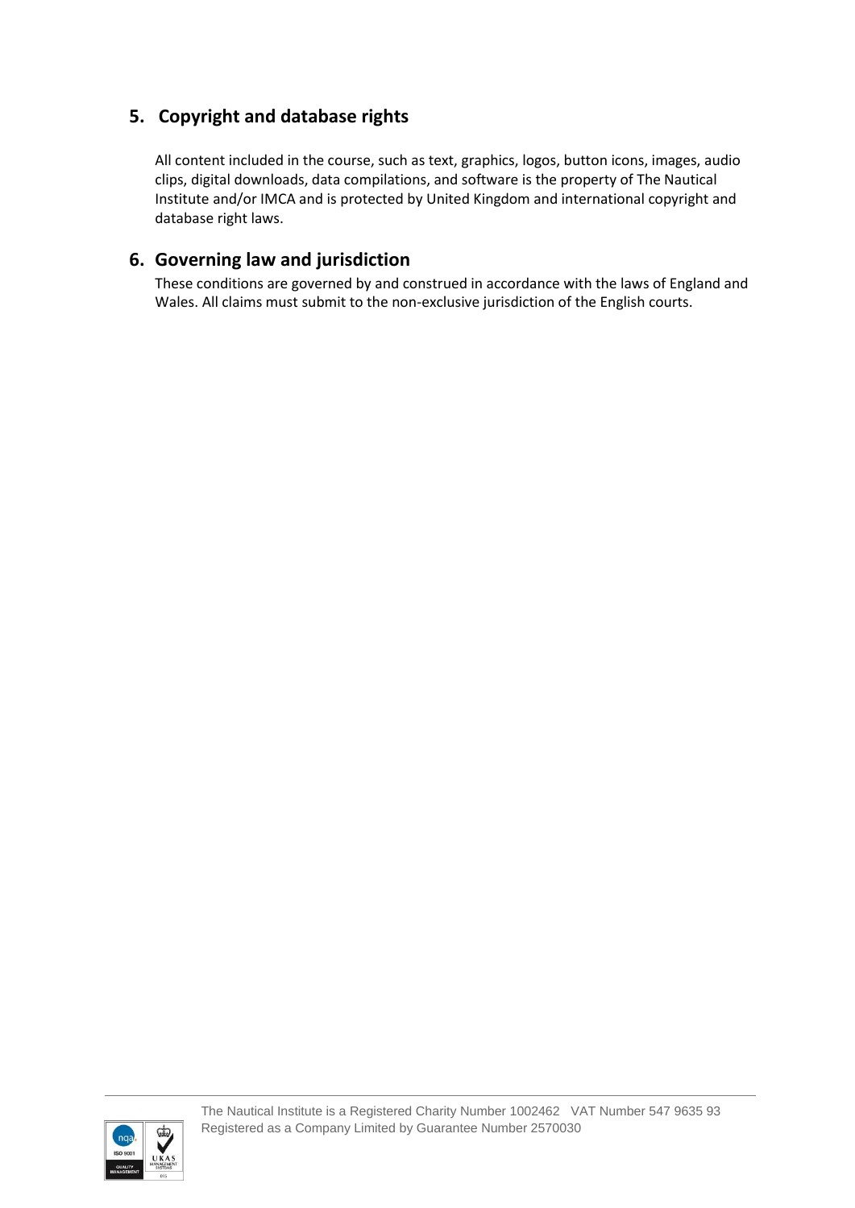## 5. Copyright and database rights

All content included in the course, such as text, graphics, logos, button icons, images, audio clips, digital downloads, data compilations, and software is the property of The Nautical Institute and/or IMCA and is protected by United Kingdom and international copyright and database right laws.

## 6. Governing law and jurisdiction

These conditions are governed by and construed in accordance with the laws of England and Wales. All claims must submit to the non-exclusive jurisdiction of the English courts.